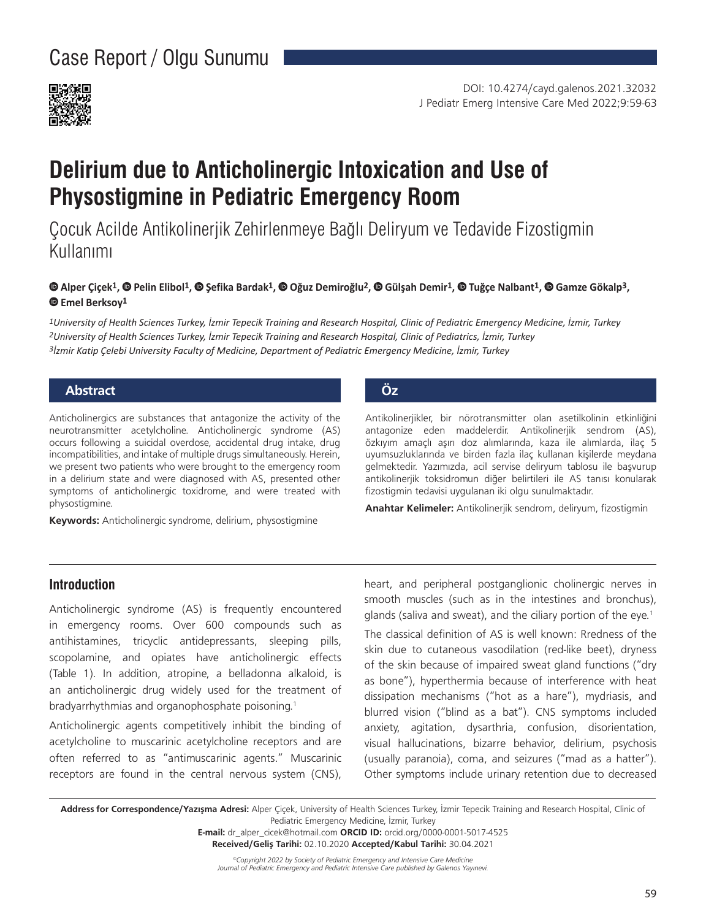Case Report / Olgu Sunumu

DOI: 10.4274/cayd.galenos.2021.32032

# Delirium due to Anticholinergic Intoxication and Use of Physostigmine in Pediatric Emergency Room

## Çocuk Acilde Antikolinerjik Zehirlenmeye Bağlı Deliryum ve Tedavide Fizostigmin Kullanımı

Alper Çiçek[1], Pelin Elibol[1], Şefika Bardak[1], Oğuz Demiroğlu[2], Gülşah Demir[1], Tuğçe Nalbant[1], Gamze Gökalp[3], Emel Berksoy[1]

*[1]University of Health Sciences Turkey, İzmir Tepecik Training and Research Hospital, Clinic of Pediatric Emergency Medicine, İzmir, Turkey*
*[2]University of Health Sciences Turkey, İzmir Tepecik Training and Research Hospital, Clinic of Pediatrics, İzmir, Turkey*
*[3]İzmir Katip Çelebi University Faculty of Medicine, Department of Pediatric Emergency Medicine, İzmir, Turkey*

### Abstract

Anticholinergics are substances that antagonize the activity of the neurotransmitter acetylcholine. Anticholinergic syndrome (AS) occurs following a suicidal overdose, accidental drug intake, drug incompatibilities, and intake of multiple drugs simultaneously. Herein, we present two patients who were brought to the emergency room in a delirium state and were diagnosed with AS, presented other symptoms of anticholinergic toxidrome, and were treated with physostigmine.

**Keywords:** Anticholinergic syndrome, delirium, physostigmine

### Öz

Antikolinerjikler, bir nörotransmitter olan asetilkolinin etkinliğini antagonize eden maddelerdir. Antikolinerjik sendrom (AS), özkıyım amaçlı aşırı doz alımlarında, kaza ile alımlarda, ilaç 5 uyumsuzluklarında ve birden fazla ilaç kullanan kişilerde meydana gelmektedir. Yazımızda, acil servise deliryum tablosu ile başvurup antikolinerjik toksidromun diğer belirtileri ile AS tanısı konularak fizostigmin tedavisi uygulanan iki olgu sunulmaktadır.

**Anahtar Kelimeler:** Antikolinerjik sendrom, deliryum, fizostigmin

## Introduction

Anticholinergic syndrome (AS) is frequently encountered in emergency rooms. Over 600 compounds such as antihistamines, tricyclic antidepressants, sleeping pills, scopolamine, and opiates have anticholinergic effects (Table 1). In addition, atropine, a belladonna alkaloid, is an anticholinergic drug widely used for the treatment of bradyarrhythmias and organophosphate poisoning.[1]

Anticholinergic agents competitively inhibit the binding of acetylcholine to muscarinic acetylcholine receptors and are often referred to as "antimuscarinic agents." Muscarinic receptors are found in the central nervous system (CNS), heart, and peripheral postganglionic cholinergic nerves in smooth muscles (such as in the intestines and bronchus), glands (saliva and sweat), and the ciliary portion of the eye.[1]

The classical definition of AS is well known: Rredness of the skin due to cutaneous vasodilation (red-like beet), dryness of the skin because of impaired sweat gland functions ("dry as bone"), hyperthermia because of interference with heat dissipation mechanisms ("hot as a hare"), mydriasis, and blurred vision ("blind as a bat"). CNS symptoms included anxiety, agitation, dysarthria, confusion, disorientation, visual hallucinations, bizarre behavior, delirium, psychosis (usually paranoia), coma, and seizures ("mad as a hatter"). Other symptoms include urinary retention due to decreased

**Address for Correspondence/Yazışma Adresi:** Alper Çiçek, University of Health Sciences Turkey, İzmir Tepecik Training and Research Hospital, Clinic of Pediatric Emergency Medicine, İzmir, Turkey
**E-mail:** dr_alper_cicek@hotmail.com **ORCID ID:** orcid.org/0000-0001-5017-4525
**Received/Geliş Tarihi:** 02.10.2020 **Accepted/Kabul Tarihi:** 30.04.2021

*©Copyright 2022 by Society of Pediatric Emergency and Intensive Care Medicine*
*Journal of Pediatric Emergency and Pediatric Intensive Care published by Galenos Yayınevi.*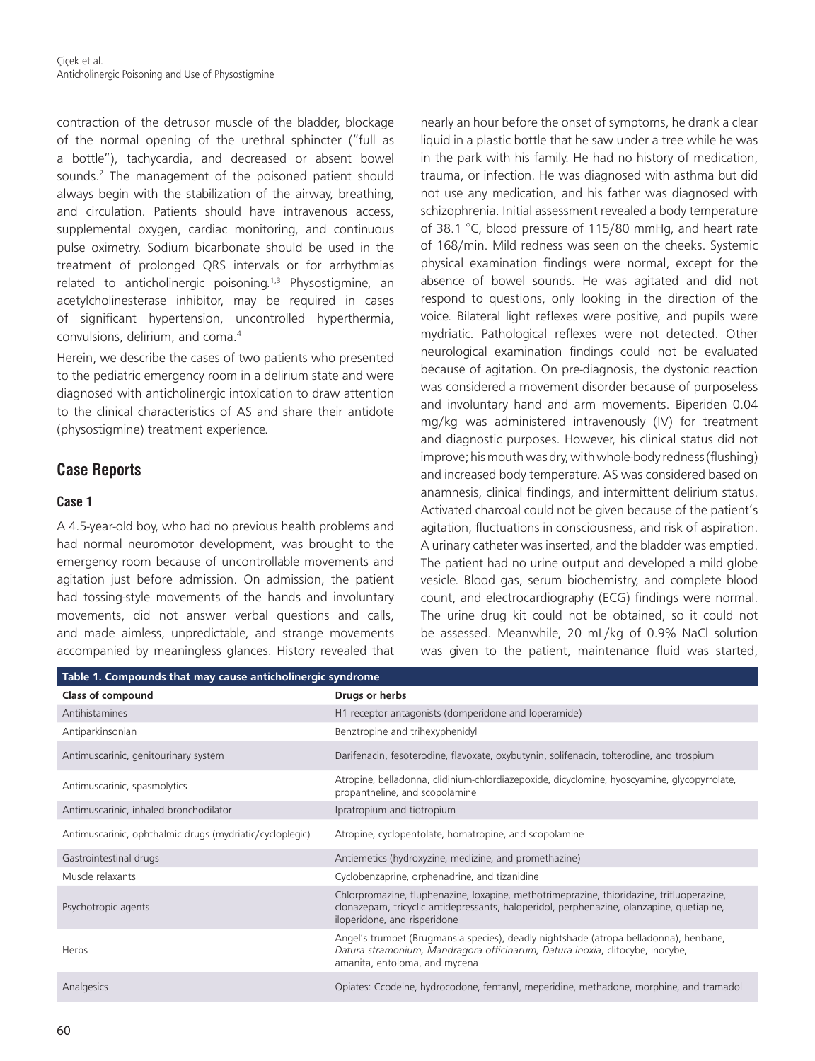contraction of the detrusor muscle of the bladder, blockage of the normal opening of the urethral sphincter ("full as a bottle"), tachycardia, and decreased or absent bowel sounds.[2] The management of the poisoned patient should always begin with the stabilization of the airway, breathing, and circulation. Patients should have intravenous access, supplemental oxygen, cardiac monitoring, and continuous pulse oximetry. Sodium bicarbonate should be used in the treatment of prolonged QRS intervals or for arrhythmias related to anticholinergic poisoning.[1,3] Physostigmine, an acetylcholinesterase inhibitor, may be required in cases of significant hypertension, uncontrolled hyperthermia, convulsions, delirium, and coma.[4]

Herein, we describe the cases of two patients who presented to the pediatric emergency room in a delirium state and were diagnosed with anticholinergic intoxication to draw attention to the clinical characteristics of AS and share their antidote (physostigmine) treatment experience.

## Case Reports

### Case 1

A 4.5-year-old boy, who had no previous health problems and had normal neuromotor development, was brought to the emergency room because of uncontrollable movements and agitation just before admission. On admission, the patient had tossing-style movements of the hands and involuntary movements, did not answer verbal questions and calls, and made aimless, unpredictable, and strange movements accompanied by meaningless glances. History revealed that nearly an hour before the onset of symptoms, he drank a clear liquid in a plastic bottle that he saw under a tree while he was in the park with his family. He had no history of medication, trauma, or infection. He was diagnosed with asthma but did not use any medication, and his father was diagnosed with schizophrenia. Initial assessment revealed a body temperature of 38.1 °C, blood pressure of 115/80 mmHg, and heart rate of 168/min. Mild redness was seen on the cheeks. Systemic physical examination findings were normal, except for the absence of bowel sounds. He was agitated and did not respond to questions, only looking in the direction of the voice. Bilateral light reflexes were positive, and pupils were mydriatic. Pathological reflexes were not detected. Other neurological examination findings could not be evaluated because of agitation. On pre-diagnosis, the dystonic reaction was considered a movement disorder because of purposeless and involuntary hand and arm movements. Biperiden 0.04 mg/kg was administered intravenously (IV) for treatment and diagnostic purposes. However, his clinical status did not improve; his mouth was dry, with whole-body redness (flushing) and increased body temperature. AS was considered based on anamnesis, clinical findings, and intermittent delirium status. Activated charcoal could not be given because of the patient's agitation, fluctuations in consciousness, and risk of aspiration. A urinary catheter was inserted, and the bladder was emptied. The patient had no urine output and developed a mild globe vesicle. Blood gas, serum biochemistry, and complete blood count, and electrocardiography (ECG) findings were normal. The urine drug kit could not be obtained, so it could not be assessed. Meanwhile, 20 mL/kg of 0.9% NaCl solution was given to the patient, maintenance fluid was started,

**Table 1. Compounds that may cause anticholinergic syndrome**

| Class of compound | Drugs or herbs |
|---|---|
| Antihistamines | H1 receptor antagonists (domperidone and loperamide) |
| Antiparkinsonian | Benztropine and trihexyphenidyl |
| Antimuscarinic, genitourinary system | Darifenacin, fesoterodine, flavoxate, oxybutynin, solifenacin, tolterodine, and trospium |
| Antimuscarinic, spasmolytics | Atropine, belladonna, clidinium-chlordiazepoxide, dicyclomine, hyoscyamine, glycopyrrolate, propantheline, and scopolamine |
| Antimuscarinic, inhaled bronchodilator | Ipratropium and tiotropium |
| Antimuscarinic, ophthalmic drugs (mydriatic/cycloplegic) | Atropine, cyclopentolate, homatropine, and scopolamine |
| Gastrointestinal drugs | Antiemetics (hydroxyzine, meclizine, and promethazine) |
| Muscle relaxants | Cyclobenzaprine, orphenadrine, and tizanidine |
| Psychotropic agents | Chlorpromazine, fluphenazine, loxapine, methotrimeprazine, thioridazine, trifluoperazine, clonazepam, tricyclic antidepressants, haloperidol, perphenazine, olanzapine, quetiapine, iloperidone, and risperidone |
| Herbs | Angel's trumpet (Brugmansia species), deadly nightshade (atropa belladonna), henbane, *Datura stramonium*, *Mandragora officinarum*, *Datura inoxia*, clitocybe, inocybe, amanita, entoloma, and mycena |
| Analgesics | Opiates: Ccodeine, hydrocodone, fentanyl, meperidine, methadone, morphine, and tramadol |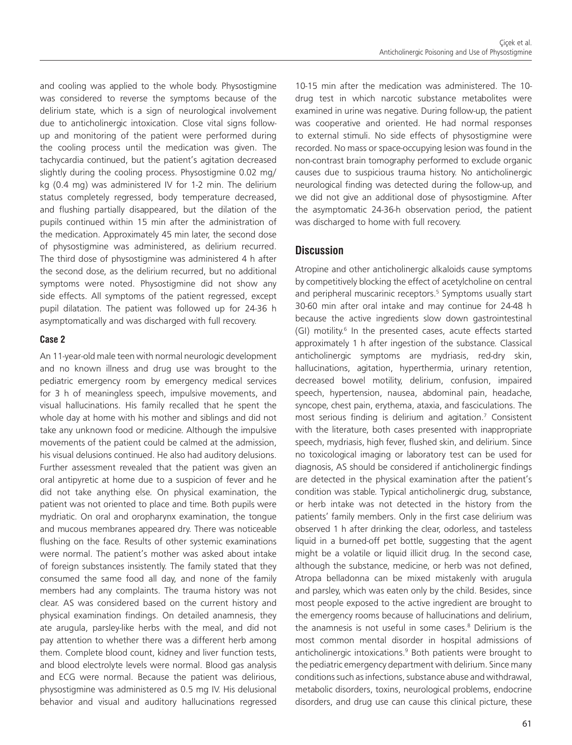and cooling was applied to the whole body. Physostigmine was considered to reverse the symptoms because of the delirium state, which is a sign of neurological involvement due to anticholinergic intoxication. Close vital signs follow-up and monitoring of the patient were performed during the cooling process until the medication was given. The tachycardia continued, but the patient's agitation decreased slightly during the cooling process. Physostigmine 0.02 mg/kg (0.4 mg) was administered IV for 1-2 min. The delirium status completely regressed, body temperature decreased, and flushing partially disappeared, but the dilation of the pupils continued within 15 min after the administration of the medication. Approximately 45 min later, the second dose of physostigmine was administered, as delirium recurred. The third dose of physostigmine was administered 4 h after the second dose, as the delirium recurred, but no additional symptoms were noted. Physostigmine did not show any side effects. All symptoms of the patient regressed, except pupil dilatation. The patient was followed up for 24-36 h asymptomatically and was discharged with full recovery.

### Case 2

An 11-year-old male teen with normal neurologic development and no known illness and drug use was brought to the pediatric emergency room by emergency medical services for 3 h of meaningless speech, impulsive movements, and visual hallucinations. His family recalled that he spent the whole day at home with his mother and siblings and did not take any unknown food or medicine. Although the impulsive movements of the patient could be calmed at the admission, his visual delusions continued. He also had auditory delusions. Further assessment revealed that the patient was given an oral antipyretic at home due to a suspicion of fever and he did not take anything else. On physical examination, the patient was not oriented to place and time. Both pupils were mydriatic. On oral and oropharynx examination, the tongue and mucous membranes appeared dry. There was noticeable flushing on the face. Results of other systemic examinations were normal. The patient's mother was asked about intake of foreign substances insistently. The family stated that they consumed the same food all day, and none of the family members had any complaints. The trauma history was not clear. AS was considered based on the current history and physical examination findings. On detailed anamnesis, they ate arugula, parsley-like herbs with the meal, and did not pay attention to whether there was a different herb among them. Complete blood count, kidney and liver function tests, and blood electrolyte levels were normal. Blood gas analysis and ECG were normal. Because the patient was delirious, physostigmine was administered as 0.5 mg IV. His delusional behavior and visual and auditory hallucinations regressed 10-15 min after the medication was administered. The 10-drug test in which narcotic substance metabolites were examined in urine was negative. During follow-up, the patient was cooperative and oriented. He had normal responses to external stimuli. No side effects of physostigmine were recorded. No mass or space-occupying lesion was found in the non-contrast brain tomography performed to exclude organic causes due to suspicious trauma history. No anticholinergic neurological finding was detected during the follow-up, and we did not give an additional dose of physostigmine. After the asymptomatic 24-36-h observation period, the patient was discharged to home with full recovery.

## Discussion

Atropine and other anticholinergic alkaloids cause symptoms by competitively blocking the effect of acetylcholine on central and peripheral muscarinic receptors.[5] Symptoms usually start 30-60 min after oral intake and may continue for 24-48 h because the active ingredients slow down gastrointestinal (GI) motility.[6] In the presented cases, acute effects started approximately 1 h after ingestion of the substance. Classical anticholinergic symptoms are mydriasis, red-dry skin, hallucinations, agitation, hyperthermia, urinary retention, decreased bowel motility, delirium, confusion, impaired speech, hypertension, nausea, abdominal pain, headache, syncope, chest pain, erythema, ataxia, and fasciculations. The most serious finding is delirium and agitation.[7] Consistent with the literature, both cases presented with inappropriate speech, mydriasis, high fever, flushed skin, and delirium. Since no toxicological imaging or laboratory test can be used for diagnosis, AS should be considered if anticholinergic findings are detected in the physical examination after the patient's condition was stable. Typical anticholinergic drug, substance, or herb intake was not detected in the history from the patients' family members. Only in the first case delirium was observed 1 h after drinking the clear, odorless, and tasteless liquid in a burned-off pet bottle, suggesting that the agent might be a volatile or liquid illicit drug. In the second case, although the substance, medicine, or herb was not defined, Atropa belladonna can be mixed mistakenly with arugula and parsley, which was eaten only by the child. Besides, since most people exposed to the active ingredient are brought to the emergency rooms because of hallucinations and delirium, the anamnesis is not useful in some cases.[8] Delirium is the most common mental disorder in hospital admissions of anticholinergic intoxications.[9] Both patients were brought to the pediatric emergency department with delirium. Since many conditions such as infections, substance abuse and withdrawal, metabolic disorders, toxins, neurological problems, endocrine disorders, and drug use can cause this clinical picture, these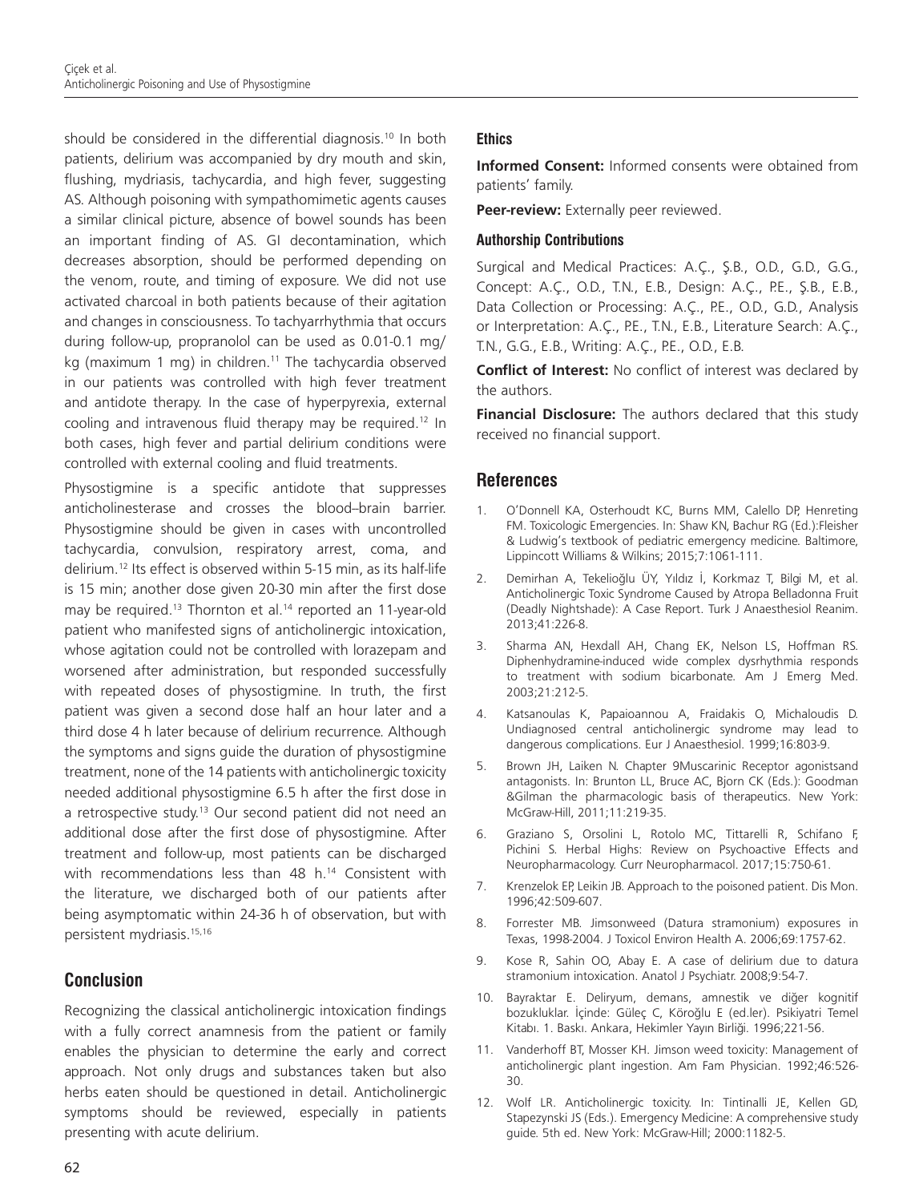should be considered in the differential diagnosis.[10] In both patients, delirium was accompanied by dry mouth and skin, flushing, mydriasis, tachycardia, and high fever, suggesting AS. Although poisoning with sympathomimetic agents causes a similar clinical picture, absence of bowel sounds has been an important finding of AS. GI decontamination, which decreases absorption, should be performed depending on the venom, route, and timing of exposure. We did not use activated charcoal in both patients because of their agitation and changes in consciousness. To tachyarrhythmia that occurs during follow-up, propranolol can be used as 0.01-0.1 mg/kg (maximum 1 mg) in children.[11] The tachycardia observed in our patients was controlled with high fever treatment and antidote therapy. In the case of hyperpyrexia, external cooling and intravenous fluid therapy may be required.[12] In both cases, high fever and partial delirium conditions were controlled with external cooling and fluid treatments.

Physostigmine is a specific antidote that suppresses anticholinesterase and crosses the blood–brain barrier. Physostigmine should be given in cases with uncontrolled tachycardia, convulsion, respiratory arrest, coma, and delirium.[12] Its effect is observed within 5-15 min, as its half-life is 15 min; another dose given 20-30 min after the first dose may be required.[13] Thornton et al.[14] reported an 11-year-old patient who manifested signs of anticholinergic intoxication, whose agitation could not be controlled with lorazepam and worsened after administration, but responded successfully with repeated doses of physostigmine. In truth, the first patient was given a second dose half an hour later and a third dose 4 h later because of delirium recurrence. Although the symptoms and signs guide the duration of physostigmine treatment, none of the 14 patients with anticholinergic toxicity needed additional physostigmine 6.5 h after the first dose in a retrospective study.[13] Our second patient did not need an additional dose after the first dose of physostigmine. After treatment and follow-up, most patients can be discharged with recommendations less than 48 h.[14] Consistent with the literature, we discharged both of our patients after being asymptomatic within 24-36 h of observation, but with persistent mydriasis.[15,16]

## Conclusion

Recognizing the classical anticholinergic intoxication findings with a fully correct anamnesis from the patient or family enables the physician to determine the early and correct approach. Not only drugs and substances taken but also herbs eaten should be questioned in detail. Anticholinergic symptoms should be reviewed, especially in patients presenting with acute delirium.

### Ethics

**Informed Consent:** Informed consents were obtained from patients' family.

**Peer-review:** Externally peer reviewed.

### Authorship Contributions

Surgical and Medical Practices: A.Ç., Ş.B., O.D., G.D., G.G., Concept: A.Ç., O.D., T.N., E.B., Design: A.Ç., P.E., Ş.B., E.B., Data Collection or Processing: A.Ç., P.E., O.D., G.D., Analysis or Interpretation: A.Ç., P.E., T.N., E.B., Literature Search: A.Ç., T.N., G.G., E.B., Writing: A.Ç., P.E., O.D., E.B.

**Conflict of Interest:** No conflict of interest was declared by the authors.

**Financial Disclosure:** The authors declared that this study received no financial support.

## References

1. O'Donnell KA, Osterhoudt KC, Burns MM, Calello DP, Henreting FM. Toxicologic Emergencies. In: Shaw KN, Bachur RG (Ed.):Fleisher & Ludwig's textbook of pediatric emergency medicine. Baltimore, Lippincott Williams & Wilkins; 2015;7:1061-111.
2. Demirhan A, Tekelioğlu ÜY, Yıldız İ, Korkmaz T, Bilgi M, et al. Anticholinergic Toxic Syndrome Caused by Atropa Belladonna Fruit (Deadly Nightshade): A Case Report. Turk J Anaesthesiol Reanim. 2013;41:226-8.
3. Sharma AN, Hexdall AH, Chang EK, Nelson LS, Hoffman RS. Diphenhydramine-induced wide complex dysrhythmia responds to treatment with sodium bicarbonate. Am J Emerg Med. 2003;21:212-5.
4. Katsanoulas K, Papaioannou A, Fraidakis O, Michaloudis D. Undiagnosed central anticholinergic syndrome may lead to dangerous complications. Eur J Anaesthesiol. 1999;16:803-9.
5. Brown JH, Laiken N. Chapter 9Muscarinic Receptor agonistsand antagonists. In: Brunton LL, Bruce AC, Bjorn CK (Eds.): Goodman &Gilman the pharmacologic basis of therapeutics. New York: McGraw-Hill, 2011;11:219-35.
6. Graziano S, Orsolini L, Rotolo MC, Tittarelli R, Schifano F, Pichini S. Herbal Highs: Review on Psychoactive Effects and Neuropharmacology. Curr Neuropharmacol. 2017;15:750-61.
7. Krenzelok EP, Leikin JB. Approach to the poisoned patient. Dis Mon. 1996;42:509-607.
8. Forrester MB. Jimsonweed (Datura stramonium) exposures in Texas, 1998-2004. J Toxicol Environ Health A. 2006;69:1757-62.
9. Kose R, Sahin OO, Abay E. A case of delirium due to datura stramonium intoxication. Anatol J Psychiatr. 2008;9:54-7.
10. Bayraktar E. Deliryum, demans, amnestik ve diğer kognitif bozukluklar. İçinde: Güleç C, Köroğlu E (ed.ler). Psikiyatri Temel Kitabı. 1. Baskı. Ankara, Hekimler Yayın Birliği. 1996;221-56.
11. Vanderhoff BT, Mosser KH. Jimson weed toxicity: Management of anticholinergic plant ingestion. Am Fam Physician. 1992;46:526-30.
12. Wolf LR. Anticholinergic toxicity. In: Tintinalli JE, Kellen GD, Stapezynski JS (Eds.). Emergency Medicine: A comprehensive study guide. 5th ed. New York: McGraw-Hill; 2000:1182-5.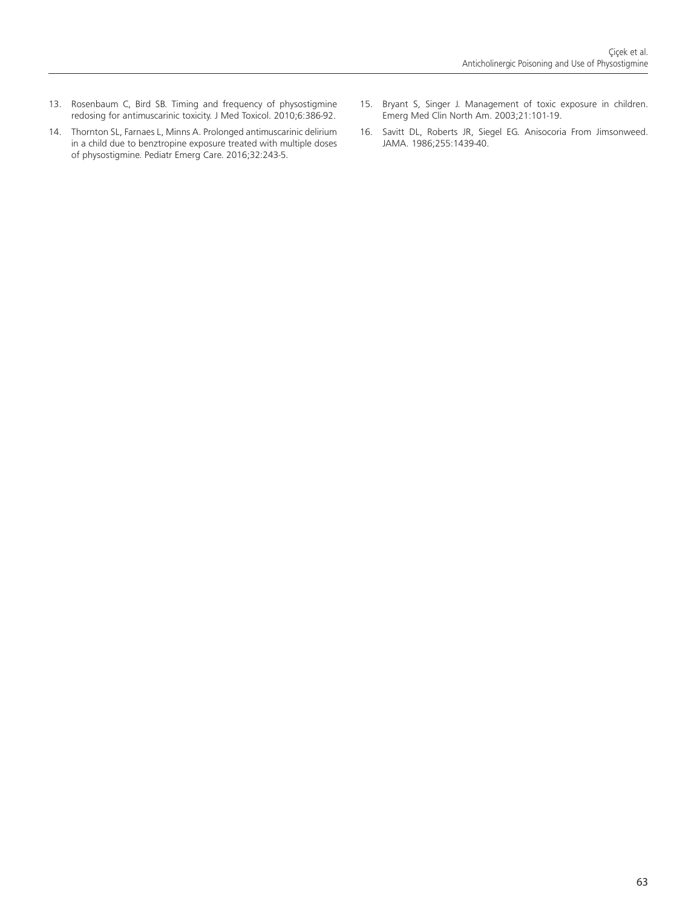13. Rosenbaum C, Bird SB. Timing and frequency of physostigmine redosing for antimuscarinic toxicity. J Med Toxicol. 2010;6:386-92.
14. Thornton SL, Farnaes L, Minns A. Prolonged antimuscarinic delirium in a child due to benztropine exposure treated with multiple doses of physostigmine. Pediatr Emerg Care. 2016;32:243-5.
15. Bryant S, Singer J. Management of toxic exposure in children. Emerg Med Clin North Am. 2003;21:101-19.
16. Savitt DL, Roberts JR, Siegel EG. Anisocoria From Jimsonweed. JAMA. 1986;255:1439-40.